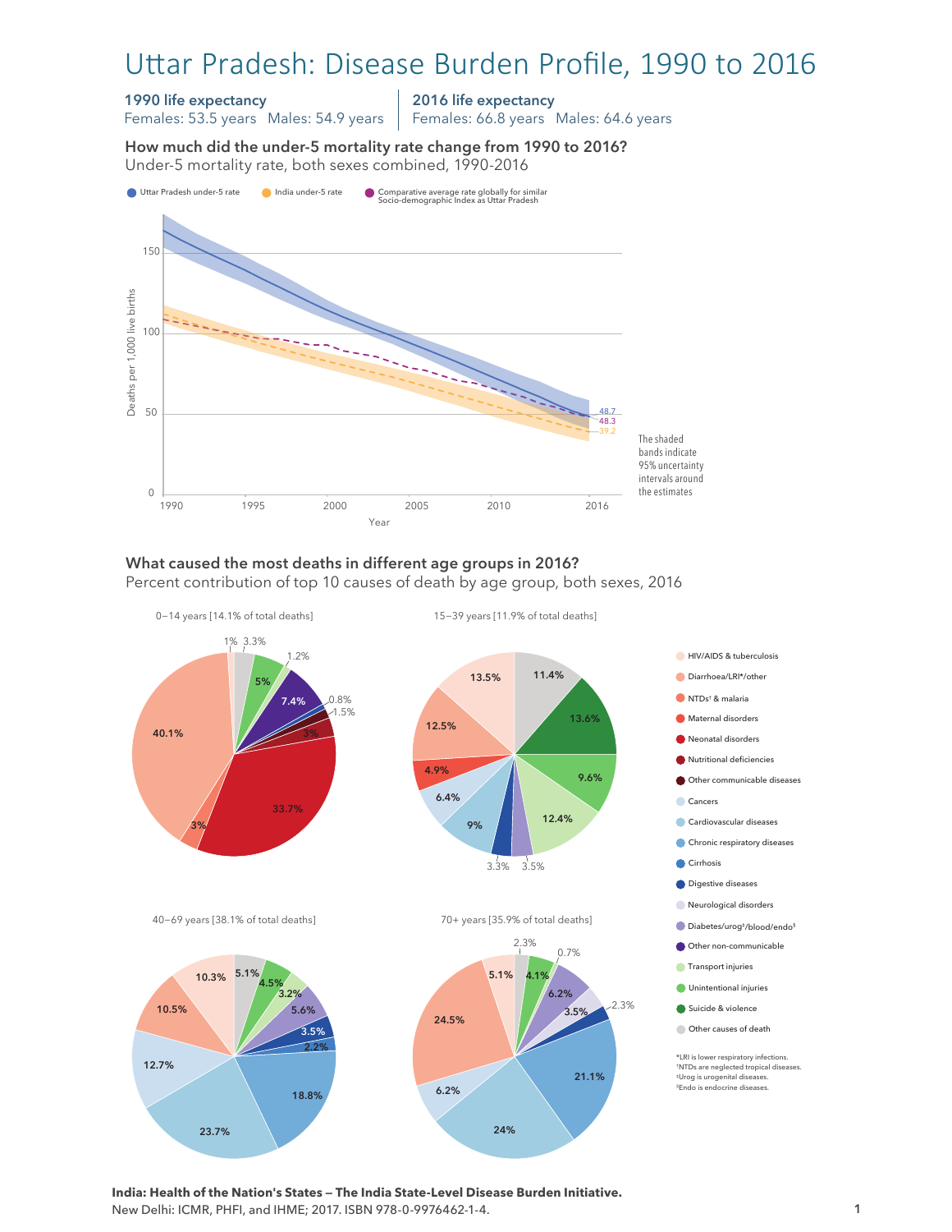# Uttar Pradesh: Disease Burden Profile, 1990 to 2016

**1990 life expectancy**
Females: 53.5 years  Males: 54.9 years

**2016 life expectancy**
Females: 66.8 years  Males: 64.6 years

### How much did the under-5 mortality rate change from 1990 to 2016?

Under-5 mortality rate, both sexes combined, 1990-2016

- Uttar Pradesh under-5 rate
- India under-5 rate
- Comparative average rate globally for similar Socio-demographic Index as Uttar Pradesh

Deaths per 1,000 live births (0, 50, 100, 150); Year (1990, 1995, 2000, 2005, 2010, 2016)

2016 values: 48.7, 48.3, 39.2

The shaded bands indicate 95% uncertainty intervals around the estimates

### What caused the most deaths in different age groups in 2016?

Percent contribution of top 10 causes of death by age group, both sexes, 2016

**0–14 years [14.1% of total deaths]**: 1%, 3.3%, 5%, 1.2%, 7.4%, 0.8%, 1.5%, 3%, 33.7%, 3%, 40.1%

**15–39 years [11.9% of total deaths]**: 11.4%, 13.6%, 9.6%, 12.4%, 3.5%, 3.3%, 9%, 6.4%, 4.9%, 12.5%, 13.5%

**40–69 years [38.1% of total deaths]**: 5.1%, 4.5%, 3.2%, 5.6%, 3.5%, 2.2%, 18.8%, 23.7%, 12.7%, 10.5%, 10.3%

**70+ years [35.9% of total deaths]**: 2.3%, 4.1%, 0.7%, 6.2%, 3.5%, 2.3%, 21.1%, 24%, 6.2%, 24.5%, 5.1%

- HIV/AIDS & tuberculosis
- Diarrhoea/LRI*/other
- NTDs† & malaria
- Maternal disorders
- Neonatal disorders
- Nutritional deficiencies
- Other communicable diseases
- Cancers
- Cardiovascular diseases
- Chronic respiratory diseases
- Cirrhosis
- Digestive diseases
- Neurological disorders
- Diabetes/urog‡/blood/endo§
- Other non-communicable
- Transport injuries
- Unintentional injuries
- Suicide & violence
- Other causes of death

*LRI is lower respiratory infections.
†NTDs are neglected tropical diseases.
‡Urog is urogenital diseases.
§Endo is endocrine diseases.

**India: Health of the Nation's States — The India State-Level Disease Burden Initiative.**
New Delhi: ICMR, PHFI, and IHME; 2017. ISBN 978-0-9976462-1-4.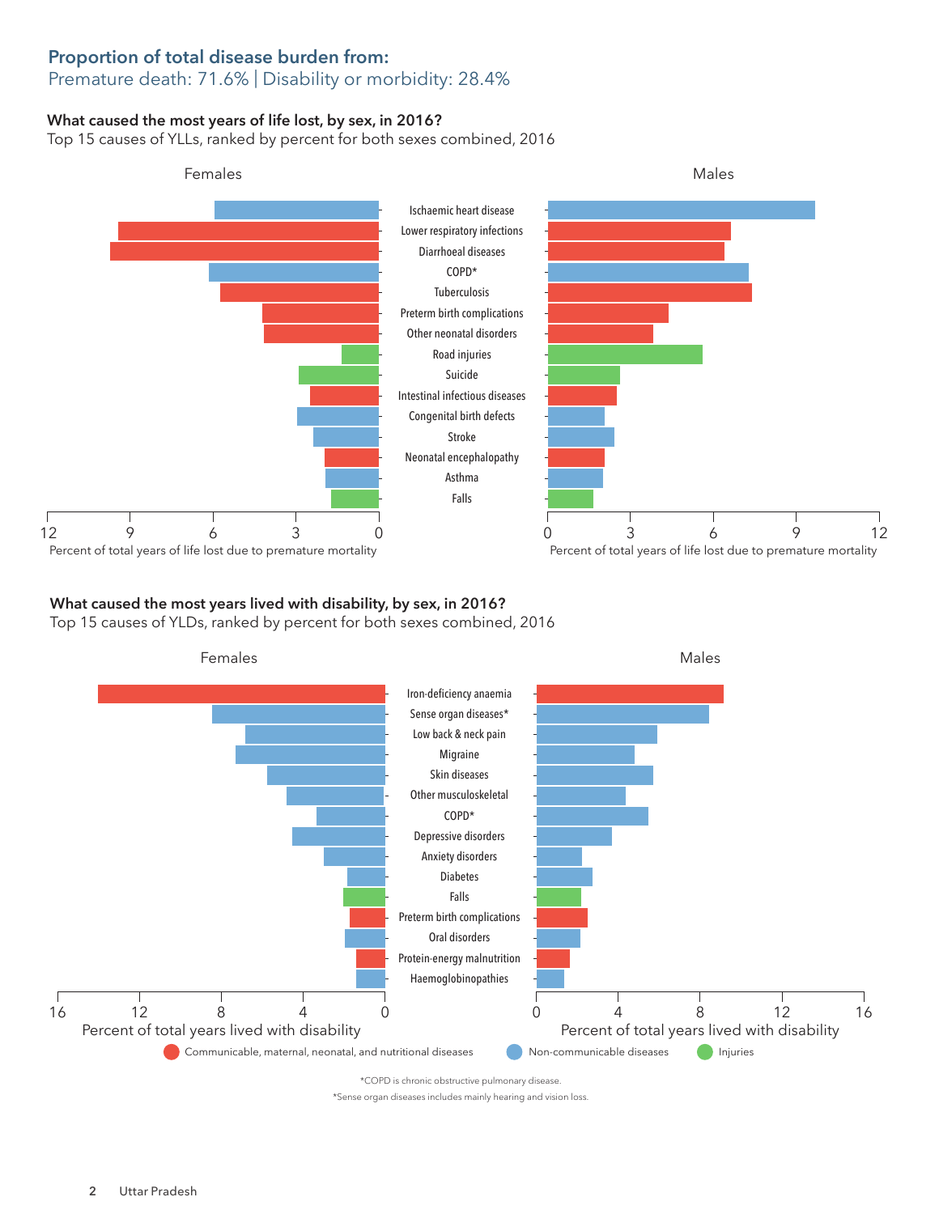## Proportion of total disease burden from:

Premature death: 71.6% | Disability or morbidity: 28.4%

**What caused the most years of life lost, by sex, in 2016?**

Top 15 causes of YLLs, ranked by percent for both sexes combined, 2016

Females | Males

- Ischaemic heart disease
- Lower respiratory infections
- Diarrhoeal diseases
- COPD*
- Tuberculosis
- Preterm birth complications
- Other neonatal disorders
- Road injuries
- Suicide
- Intestinal infectious diseases
- Congenital birth defects
- Stroke
- Neonatal encephalopathy
- Asthma
- Falls

Percent of total years of life lost due to premature mortality

**What caused the most years lived with disability, by sex, in 2016?**

Top 15 causes of YLDs, ranked by percent for both sexes combined, 2016

Females | Males

- Iron-deficiency anaemia
- Sense organ diseases*
- Low back & neck pain
- Migraine
- Skin diseases
- Other musculoskeletal
- COPD*
- Depressive disorders
- Anxiety disorders
- Diabetes
- Falls
- Preterm birth complications
- Oral disorders
- Protein-energy malnutrition
- Haemoglobinopathies

Percent of total years lived with disability

Communicable, maternal, neonatal, and nutritional diseases | Non-communicable diseases | Injuries

*COPD is chronic obstructive pulmonary disease.

*Sense organ diseases includes mainly hearing and vision loss.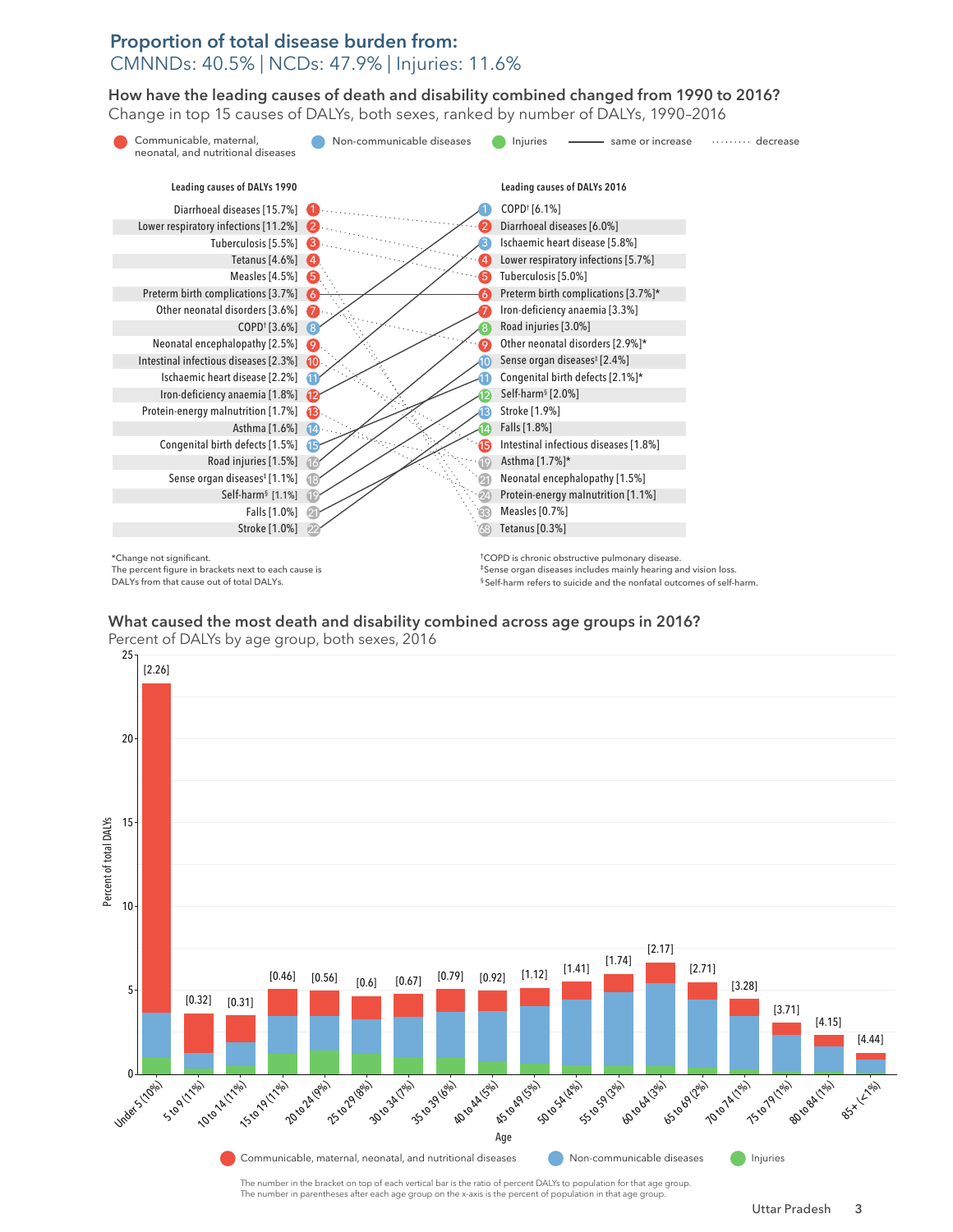## Proportion of total disease burden from:

CMNNDs: 40.5% | NCDs: 47.9% | Injuries: 11.6%

### How have the leading causes of death and disability combined changed from 1990 to 2016?

Change in top 15 causes of DALYs, both sexes, ranked by number of DALYs, 1990–2016

Communicable, maternal, neonatal, and nutritional diseases | Non-communicable diseases | Injuries | ——— same or increase | ········ decrease

| Leading causes of DALYs 1990 | Rank | Rank | Leading causes of DALYs 2016 |
|---|---|---|---|
| Diarrhoeal diseases [15.7%] | 1 | 1 | COPD† [6.1%] |
| Lower respiratory infections [11.2%] | 2 | 2 | Diarrhoeal diseases [6.0%] |
| Tuberculosis [5.5%] | 3 | 3 | Ischaemic heart disease [5.8%] |
| Tetanus [4.6%] | 4 | 4 | Lower respiratory infections [5.7%] |
| Measles [4.5%] | 5 | 5 | Tuberculosis [5.0%] |
| Preterm birth complications [3.7%] | 6 | 6 | Preterm birth complications [3.7%]* |
| Other neonatal disorders [3.6%] | 7 | 7 | Iron-deficiency anaemia [3.3%] |
| COPD† [3.6%] | 8 | 8 | Road injuries [3.0%] |
| Neonatal encephalopathy [2.5%] | 9 | 9 | Other neonatal disorders [2.9%]* |
| Intestinal infectious diseases [2.3%] | 10 | 10 | Sense organ diseases‡ [2.4%] |
| Ischaemic heart disease [2.2%] | 11 | 11 | Congenital birth defects [2.1%]* |
| Iron-deficiency anaemia [1.8%] | 12 | 12 | Self-harm§ [2.0%] |
| Protein-energy malnutrition [1.7%] | 13 | 13 | Stroke [1.9%] |
| Asthma [1.6%] | 14 | 14 | Falls [1.8%] |
| Congenital birth defects [1.5%] | 15 | 15 | Intestinal infectious diseases [1.8%] |
| Road injuries [1.5%] | 16 | 19 | Asthma [1.7%]* |
| Sense organ diseases‡ [1.1%] | 18 | 21 | Neonatal encephalopathy [1.5%] |
| Self-harm§ [1.1%] | 19 | 24 | Protein-energy malnutrition [1.1%] |
| Falls [1.0%] | 21 | 33 | Measles [0.7%] |
| Stroke [1.0%] | 22 | 68 | Tetanus [0.3%] |

*Change not significant.
The percent figure in brackets next to each cause is DALYs from that cause out of total DALYs.

†COPD is chronic obstructive pulmonary disease.
‡Sense organ diseases includes mainly hearing and vision loss.
§Self-harm refers to suicide and the nonfatal outcomes of self-harm.

### What caused the most death and disability combined across age groups in 2016?

Percent of DALYs by age group, both sexes, 2016

| Age | Ratio of percent DALYs to population |
|---|---|
| Under 5 (10%) | [2.26] |
| 5 to 9 (11%) | [0.32] |
| 10 to 14 (11%) | [0.31] |
| 15 to 19 (11%) | [0.46] |
| 20 to 24 (9%) | [0.56] |
| 25 to 29 (8%) | [0.6] |
| 30 to 34 (7%) | [0.67] |
| 35 to 39 (6%) | [0.79] |
| 40 to 44 (5%) | [0.92] |
| 45 to 49 (5%) | [1.12] |
| 50 to 54 (4%) | [1.41] |
| 55 to 59 (3%) | [1.74] |
| 60 to 64 (3%) | [2.17] |
| 65 to 69 (2%) | [2.71] |
| 70 to 74 (1%) | [3.28] |
| 75 to 79 (1%) | [3.71] |
| 80 to 84 (1%) | [4.15] |
| 85+ (<1%) | [4.44] |

Communicable, maternal, neonatal, and nutritional diseases | Non-communicable diseases | Injuries

The number in the bracket on top of each vertical bar is the ratio of percent DALYs to population for that age group.
The number in parentheses after each age group on the x-axis is the percent of population in that age group.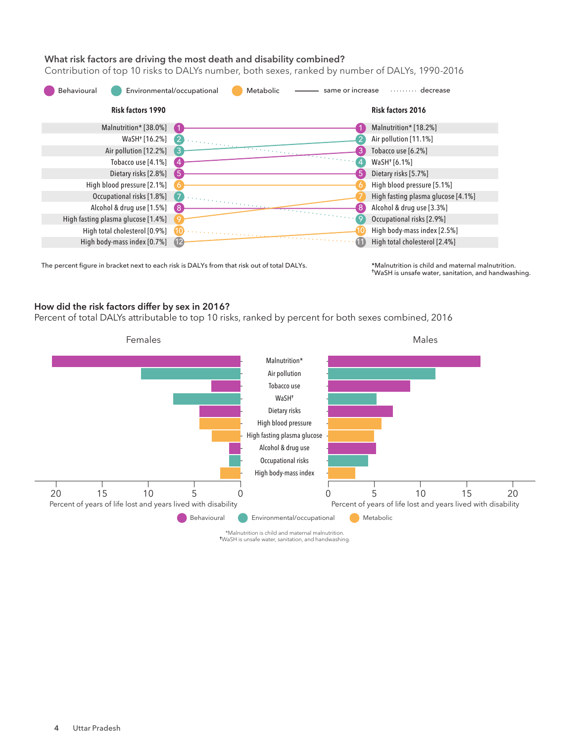### What risk factors are driving the most death and disability combined?

Contribution of top 10 risks to DALYs number, both sexes, ranked by number of DALYs, 1990-2016

Behavioural | Environmental/occupational | Metabolic | same or increase | decrease

**Risk factors 1990**

Malnutrition* [38.0%] 1
WaSH† [16.2%] 2
Air pollution [12.2%] 3
Tobacco use [4.1%] 4
Dietary risks [2.8%] 5
High blood pressure [2.1%] 6
Occupational risks [1.8%] 7
Alcohol & drug use [1.5%] 8
High fasting plasma glucose [1.4%] 9
High total cholesterol [0.9%] 10
High body-mass index [0.7%] 12

**Risk factors 2016**

1 Malnutrition* [18.2%]
2 Air pollution [11.1%]
3 Tobacco use [6.2%]
4 WaSH† [6.1%]
5 Dietary risks [5.7%]
6 High blood pressure [5.1%]
7 High fasting plasma glucose [4.1%]
8 Alcohol & drug use [3.3%]
9 Occupational risks [2.9%]
10 High body-mass index [2.5%]
11 High total cholesterol [2.4%]

The percent figure in bracket next to each risk is DALYs from that risk out of total DALYs.

*Malnutrition is child and maternal malnutrition.
†WaSH is unsafe water, sanitation, and handwashing.

### How did the risk factors differ by sex in 2016?

Percent of total DALYs attributable to top 10 risks, ranked by percent for both sexes combined, 2016

Females | Males

Malnutrition*
Air pollution
Tobacco use
WaSH†
Dietary risks
High blood pressure
High fasting plasma glucose
Alcohol & drug use
Occupational risks
High body-mass index

20 15 10 5 0 | 0 5 10 15 20

Percent of years of life lost and years lived with disability

Behavioural | Environmental/occupational | Metabolic

*Malnutrition is child and maternal malnutrition.
†WaSH is unsafe water, sanitation, and handwashing.

Uttar Pradesh